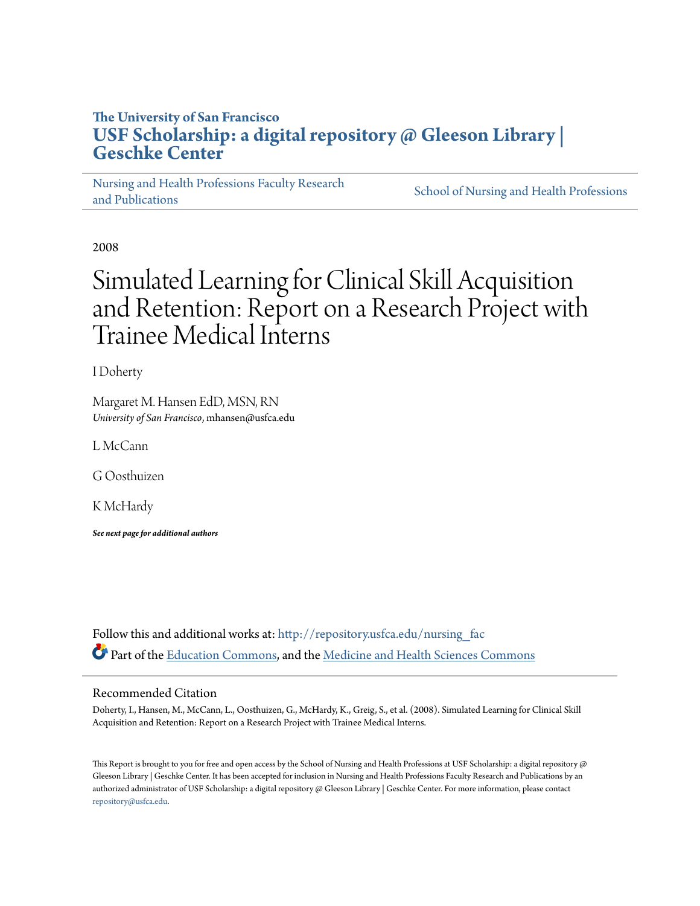The University of San Francisco

# USF Scholarship: a digital repository @ Gleeson Library | Geschke Center

Nursing and Health Professions Faculty Research and Publications

School of Nursing and Health Professions

2008

# Simulated Learning for Clinical Skill Acquisition and Retention: Report on a Research Project with Trainee Medical Interns

I Doherty

Margaret M. Hansen EdD, MSN, RN
*University of San Francisco*, mhansen@usfca.edu

L McCann

G Oosthuizen

K McHardy

***See next page for additional authors***

Follow this and additional works at: http://repository.usfca.edu/nursing_fac

Part of the Education Commons, and the Medicine and Health Sciences Commons

## Recommended Citation

Doherty, I., Hansen, M., McCann, L., Oosthuizen, G., McHardy, K., Greig, S., et al. (2008). Simulated Learning for Clinical Skill Acquisition and Retention: Report on a Research Project with Trainee Medical Interns.

This Report is brought to you for free and open access by the School of Nursing and Health Professions at USF Scholarship: a digital repository @ Gleeson Library | Geschke Center. It has been accepted for inclusion in Nursing and Health Professions Faculty Research and Publications by an authorized administrator of USF Scholarship: a digital repository @ Gleeson Library | Geschke Center. For more information, please contact repository@usfca.edu.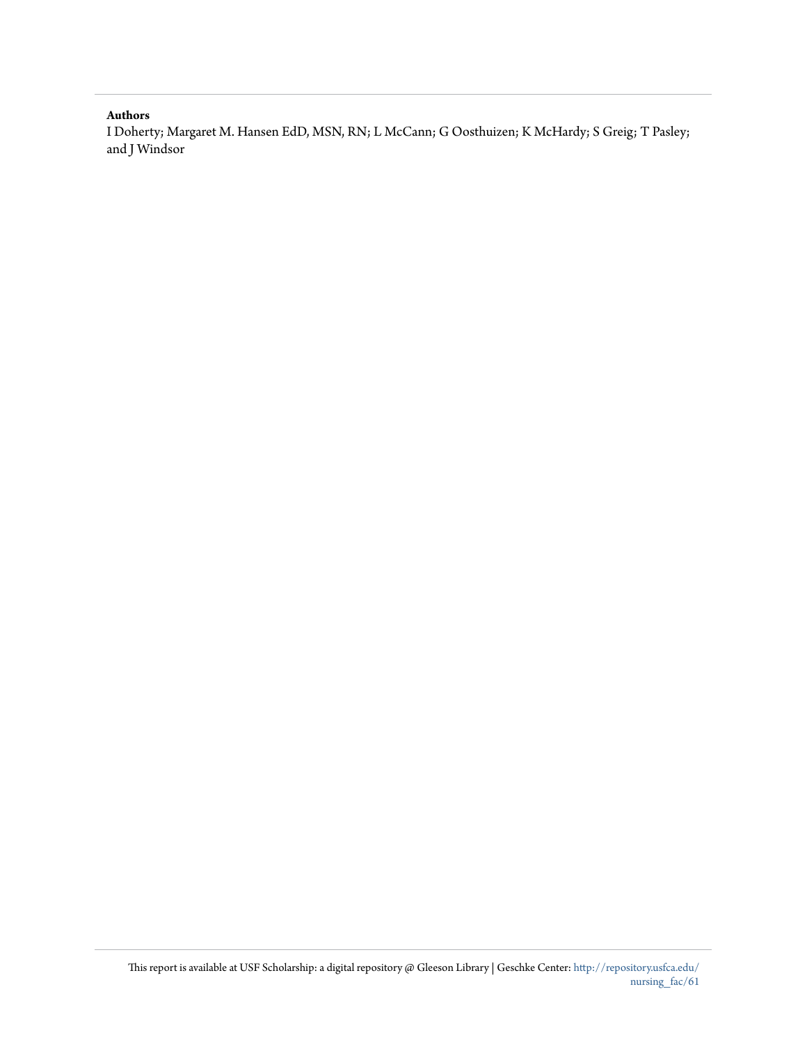**Authors**

I Doherty; Margaret M. Hansen EdD, MSN, RN; L McCann; G Oosthuizen; K McHardy; S Greig; T Pasley; and J Windsor

This report is available at USF Scholarship: a digital repository @ Gleeson Library | Geschke Center: http://repository.usfca.edu/nursing_fac/61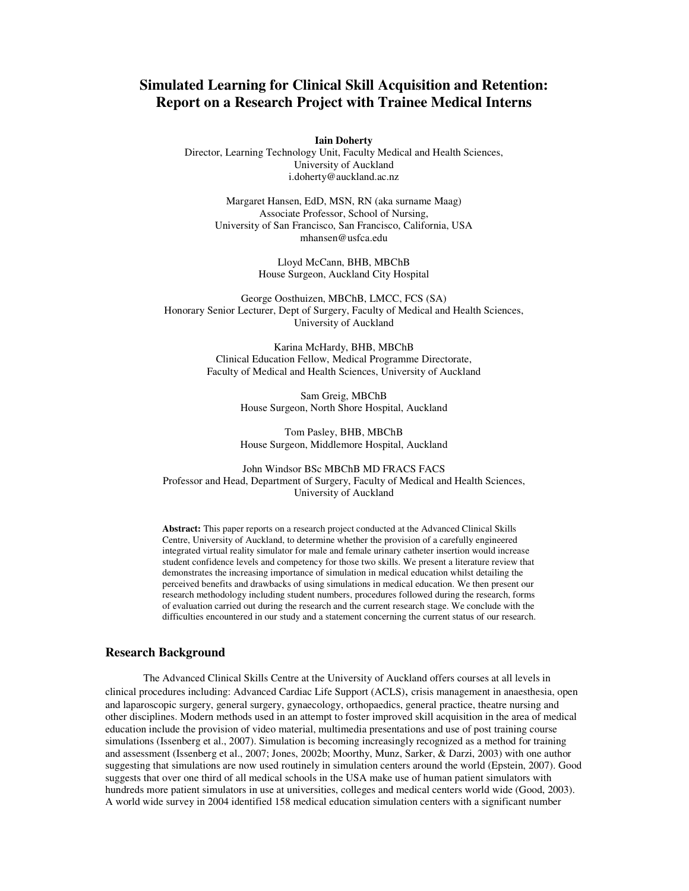# Simulated Learning for Clinical Skill Acquisition and Retention: Report on a Research Project with Trainee Medical Interns

**Iain Doherty**
Director, Learning Technology Unit, Faculty Medical and Health Sciences,
University of Auckland
i.doherty@auckland.ac.nz

Margaret Hansen, EdD, MSN, RN (aka surname Maag)
Associate Professor, School of Nursing,
University of San Francisco, San Francisco, California, USA
mhansen@usfca.edu

Lloyd McCann, BHB, MBChB
House Surgeon, Auckland City Hospital

George Oosthuizen, MBChB, LMCC, FCS (SA)
Honorary Senior Lecturer, Dept of Surgery, Faculty of Medical and Health Sciences,
University of Auckland

Karina McHardy, BHB, MBChB
Clinical Education Fellow, Medical Programme Directorate,
Faculty of Medical and Health Sciences, University of Auckland

Sam Greig, MBChB
House Surgeon, North Shore Hospital, Auckland

Tom Pasley, BHB, MBChB
House Surgeon, Middlemore Hospital, Auckland

John Windsor BSc MBChB MD FRACS FACS
Professor and Head, Department of Surgery, Faculty of Medical and Health Sciences,
University of Auckland

**Abstract:** This paper reports on a research project conducted at the Advanced Clinical Skills Centre, University of Auckland, to determine whether the provision of a carefully engineered integrated virtual reality simulator for male and female urinary catheter insertion would increase student confidence levels and competency for those two skills. We present a literature review that demonstrates the increasing importance of simulation in medical education whilst detailing the perceived benefits and drawbacks of using simulations in medical education. We then present our research methodology including student numbers, procedures followed during the research, forms of evaluation carried out during the research and the current research stage. We conclude with the difficulties encountered in our study and a statement concerning the current status of our research.

## Research Background

The Advanced Clinical Skills Centre at the University of Auckland offers courses at all levels in clinical procedures including: Advanced Cardiac Life Support (ACLS), crisis management in anaesthesia, open and laparoscopic surgery, general surgery, gynaecology, orthopaedics, general practice, theatre nursing and other disciplines. Modern methods used in an attempt to foster improved skill acquisition in the area of medical education include the provision of video material, multimedia presentations and use of post training course simulations (Issenberg et al., 2007). Simulation is becoming increasingly recognized as a method for training and assessment (Issenberg et al., 2007; Jones, 2002b; Moorthy, Munz, Sarker, & Darzi, 2003) with one author suggesting that simulations are now used routinely in simulation centers around the world (Epstein, 2007). Good suggests that over one third of all medical schools in the USA make use of human patient simulators with hundreds more patient simulators in use at universities, colleges and medical centers world wide (Good, 2003). A world wide survey in 2004 identified 158 medical education simulation centers with a significant number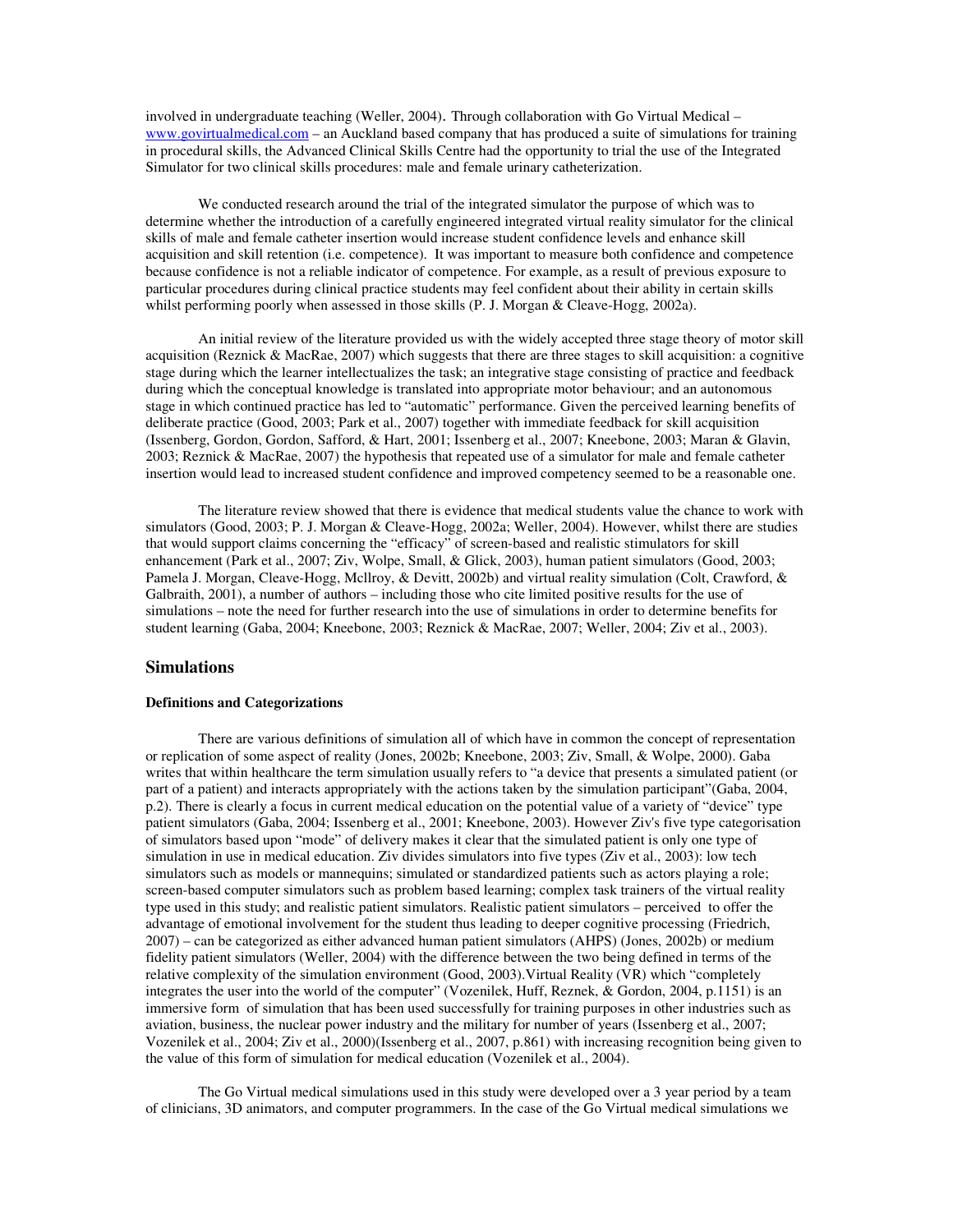involved in undergraduate teaching (Weller, 2004). Through collaboration with Go Virtual Medical – www.govirtualmedical.com – an Auckland based company that has produced a suite of simulations for training in procedural skills, the Advanced Clinical Skills Centre had the opportunity to trial the use of the Integrated Simulator for two clinical skills procedures: male and female urinary catheterization.

We conducted research around the trial of the integrated simulator the purpose of which was to determine whether the introduction of a carefully engineered integrated virtual reality simulator for the clinical skills of male and female catheter insertion would increase student confidence levels and enhance skill acquisition and skill retention (i.e. competence). It was important to measure both confidence and competence because confidence is not a reliable indicator of competence. For example, as a result of previous exposure to particular procedures during clinical practice students may feel confident about their ability in certain skills whilst performing poorly when assessed in those skills (P. J. Morgan & Cleave-Hogg, 2002a).

An initial review of the literature provided us with the widely accepted three stage theory of motor skill acquisition (Reznick & MacRae, 2007) which suggests that there are three stages to skill acquisition: a cognitive stage during which the learner intellectualizes the task; an integrative stage consisting of practice and feedback during which the conceptual knowledge is translated into appropriate motor behaviour; and an autonomous stage in which continued practice has led to "automatic" performance. Given the perceived learning benefits of deliberate practice (Good, 2003; Park et al., 2007) together with immediate feedback for skill acquisition (Issenberg, Gordon, Gordon, Safford, & Hart, 2001; Issenberg et al., 2007; Kneebone, 2003; Maran & Glavin, 2003; Reznick & MacRae, 2007) the hypothesis that repeated use of a simulator for male and female catheter insertion would lead to increased student confidence and improved competency seemed to be a reasonable one.

The literature review showed that there is evidence that medical students value the chance to work with simulators (Good, 2003; P. J. Morgan & Cleave-Hogg, 2002a; Weller, 2004). However, whilst there are studies that would support claims concerning the "efficacy" of screen-based and realistic stimulators for skill enhancement (Park et al., 2007; Ziv, Wolpe, Small, & Glick, 2003), human patient simulators (Good, 2003; Pamela J. Morgan, Cleave-Hogg, McIlroy, & Devitt, 2002b) and virtual reality simulation (Colt, Crawford, & Galbraith, 2001), a number of authors – including those who cite limited positive results for the use of simulations – note the need for further research into the use of simulations in order to determine benefits for student learning (Gaba, 2004; Kneebone, 2003; Reznick & MacRae, 2007; Weller, 2004; Ziv et al., 2003).

## Simulations

### Definitions and Categorizations

There are various definitions of simulation all of which have in common the concept of representation or replication of some aspect of reality (Jones, 2002b; Kneebone, 2003; Ziv, Small, & Wolpe, 2000). Gaba writes that within healthcare the term simulation usually refers to "a device that presents a simulated patient (or part of a patient) and interacts appropriately with the actions taken by the simulation participant"(Gaba, 2004, p.2). There is clearly a focus in current medical education on the potential value of a variety of "device" type patient simulators (Gaba, 2004; Issenberg et al., 2001; Kneebone, 2003). However Ziv's five type categorisation of simulators based upon "mode" of delivery makes it clear that the simulated patient is only one type of simulation in use in medical education. Ziv divides simulators into five types (Ziv et al., 2003): low tech simulators such as models or mannequins; simulated or standardized patients such as actors playing a role; screen-based computer simulators such as problem based learning; complex task trainers of the virtual reality type used in this study; and realistic patient simulators. Realistic patient simulators – perceived to offer the advantage of emotional involvement for the student thus leading to deeper cognitive processing (Friedrich, 2007) – can be categorized as either advanced human patient simulators (AHPS) (Jones, 2002b) or medium fidelity patient simulators (Weller, 2004) with the difference between the two being defined in terms of the relative complexity of the simulation environment (Good, 2003).Virtual Reality (VR) which "completely integrates the user into the world of the computer" (Vozenilek, Huff, Reznek, & Gordon, 2004, p.1151) is an immersive form of simulation that has been used successfully for training purposes in other industries such as aviation, business, the nuclear power industry and the military for number of years (Issenberg et al., 2007; Vozenilek et al., 2004; Ziv et al., 2000)(Issenberg et al., 2007, p.861) with increasing recognition being given to the value of this form of simulation for medical education (Vozenilek et al., 2004).

The Go Virtual medical simulations used in this study were developed over a 3 year period by a team of clinicians, 3D animators, and computer programmers. In the case of the Go Virtual medical simulations we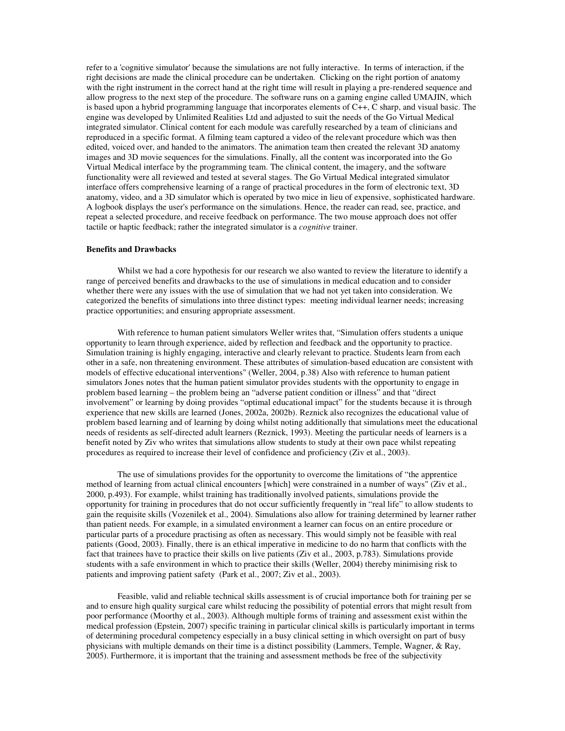refer to a 'cognitive simulator' because the simulations are not fully interactive. In terms of interaction, if the right decisions are made the clinical procedure can be undertaken. Clicking on the right portion of anatomy with the right instrument in the correct hand at the right time will result in playing a pre-rendered sequence and allow progress to the next step of the procedure. The software runs on a gaming engine called UMAJIN, which is based upon a hybrid programming language that incorporates elements of C++, C sharp, and visual basic. The engine was developed by Unlimited Realities Ltd and adjusted to suit the needs of the Go Virtual Medical integrated simulator. Clinical content for each module was carefully researched by a team of clinicians and reproduced in a specific format. A filming team captured a video of the relevant procedure which was then edited, voiced over, and handed to the animators. The animation team then created the relevant 3D anatomy images and 3D movie sequences for the simulations. Finally, all the content was incorporated into the Go Virtual Medical interface by the programming team. The clinical content, the imagery, and the software functionality were all reviewed and tested at several stages. The Go Virtual Medical integrated simulator interface offers comprehensive learning of a range of practical procedures in the form of electronic text, 3D anatomy, video, and a 3D simulator which is operated by two mice in lieu of expensive, sophisticated hardware. A logbook displays the user's performance on the simulations. Hence, the reader can read, see, practice, and repeat a selected procedure, and receive feedback on performance. The two mouse approach does not offer tactile or haptic feedback; rather the integrated simulator is a *cognitive* trainer.

**Benefits and Drawbacks**

Whilst we had a core hypothesis for our research we also wanted to review the literature to identify a range of perceived benefits and drawbacks to the use of simulations in medical education and to consider whether there were any issues with the use of simulation that we had not yet taken into consideration. We categorized the benefits of simulations into three distinct types: meeting individual learner needs; increasing practice opportunities; and ensuring appropriate assessment.

With reference to human patient simulators Weller writes that, "Simulation offers students a unique opportunity to learn through experience, aided by reflection and feedback and the opportunity to practice. Simulation training is highly engaging, interactive and clearly relevant to practice. Students learn from each other in a safe, non threatening environment. These attributes of simulation-based education are consistent with models of effective educational interventions" (Weller, 2004, p.38) Also with reference to human patient simulators Jones notes that the human patient simulator provides students with the opportunity to engage in problem based learning – the problem being an "adverse patient condition or illness" and that "direct involvement" or learning by doing provides "optimal educational impact" for the students because it is through experience that new skills are learned (Jones, 2002a, 2002b). Reznick also recognizes the educational value of problem based learning and of learning by doing whilst noting additionally that simulations meet the educational needs of residents as self-directed adult learners (Reznick, 1993). Meeting the particular needs of learners is a benefit noted by Ziv who writes that simulations allow students to study at their own pace whilst repeating procedures as required to increase their level of confidence and proficiency (Ziv et al., 2003).

The use of simulations provides for the opportunity to overcome the limitations of "the apprentice method of learning from actual clinical encounters [which] were constrained in a number of ways" (Ziv et al., 2000, p.493). For example, whilst training has traditionally involved patients, simulations provide the opportunity for training in procedures that do not occur sufficiently frequently in "real life" to allow students to gain the requisite skills (Vozenilek et al., 2004). Simulations also allow for training determined by learner rather than patient needs. For example, in a simulated environment a learner can focus on an entire procedure or particular parts of a procedure practising as often as necessary. This would simply not be feasible with real patients (Good, 2003). Finally, there is an ethical imperative in medicine to do no harm that conflicts with the fact that trainees have to practice their skills on live patients (Ziv et al., 2003, p.783). Simulations provide students with a safe environment in which to practice their skills (Weller, 2004) thereby minimising risk to patients and improving patient safety (Park et al., 2007; Ziv et al., 2003).

Feasible, valid and reliable technical skills assessment is of crucial importance both for training per se and to ensure high quality surgical care whilst reducing the possibility of potential errors that might result from poor performance (Moorthy et al., 2003). Although multiple forms of training and assessment exist within the medical profession (Epstein, 2007) specific training in particular clinical skills is particularly important in terms of determining procedural competency especially in a busy clinical setting in which oversight on part of busy physicians with multiple demands on their time is a distinct possibility (Lammers, Temple, Wagner, & Ray, 2005). Furthermore, it is important that the training and assessment methods be free of the subjectivity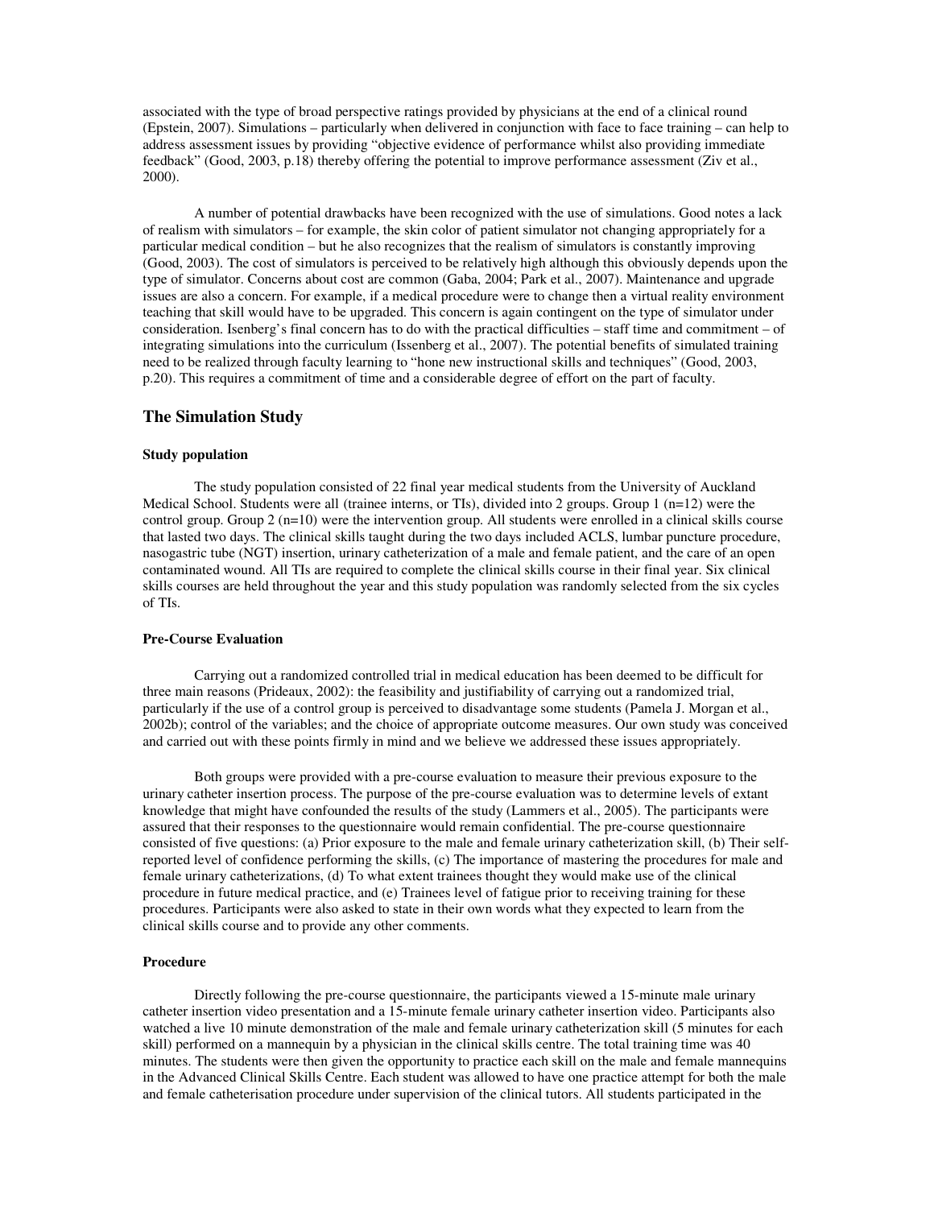associated with the type of broad perspective ratings provided by physicians at the end of a clinical round (Epstein, 2007). Simulations – particularly when delivered in conjunction with face to face training – can help to address assessment issues by providing "objective evidence of performance whilst also providing immediate feedback" (Good, 2003, p.18) thereby offering the potential to improve performance assessment (Ziv et al., 2000).

A number of potential drawbacks have been recognized with the use of simulations. Good notes a lack of realism with simulators – for example, the skin color of patient simulator not changing appropriately for a particular medical condition – but he also recognizes that the realism of simulators is constantly improving (Good, 2003). The cost of simulators is perceived to be relatively high although this obviously depends upon the type of simulator. Concerns about cost are common (Gaba, 2004; Park et al., 2007). Maintenance and upgrade issues are also a concern. For example, if a medical procedure were to change then a virtual reality environment teaching that skill would have to be upgraded. This concern is again contingent on the type of simulator under consideration. Isenberg's final concern has to do with the practical difficulties – staff time and commitment – of integrating simulations into the curriculum (Issenberg et al., 2007). The potential benefits of simulated training need to be realized through faculty learning to "hone new instructional skills and techniques" (Good, 2003, p.20). This requires a commitment of time and a considerable degree of effort on the part of faculty.

## The Simulation Study

### Study population

The study population consisted of 22 final year medical students from the University of Auckland Medical School. Students were all (trainee interns, or TIs), divided into 2 groups. Group 1 (n=12) were the control group. Group 2 (n=10) were the intervention group. All students were enrolled in a clinical skills course that lasted two days. The clinical skills taught during the two days included ACLS, lumbar puncture procedure, nasogastric tube (NGT) insertion, urinary catheterization of a male and female patient, and the care of an open contaminated wound. All TIs are required to complete the clinical skills course in their final year. Six clinical skills courses are held throughout the year and this study population was randomly selected from the six cycles of TIs.

### Pre-Course Evaluation

Carrying out a randomized controlled trial in medical education has been deemed to be difficult for three main reasons (Prideaux, 2002): the feasibility and justifiability of carrying out a randomized trial, particularly if the use of a control group is perceived to disadvantage some students (Pamela J. Morgan et al., 2002b); control of the variables; and the choice of appropriate outcome measures. Our own study was conceived and carried out with these points firmly in mind and we believe we addressed these issues appropriately.

Both groups were provided with a pre-course evaluation to measure their previous exposure to the urinary catheter insertion process. The purpose of the pre-course evaluation was to determine levels of extant knowledge that might have confounded the results of the study (Lammers et al., 2005). The participants were assured that their responses to the questionnaire would remain confidential. The pre-course questionnaire consisted of five questions: (a) Prior exposure to the male and female urinary catheterization skill, (b) Their self-reported level of confidence performing the skills, (c) The importance of mastering the procedures for male and female urinary catheterizations, (d) To what extent trainees thought they would make use of the clinical procedure in future medical practice, and (e) Trainees level of fatigue prior to receiving training for these procedures. Participants were also asked to state in their own words what they expected to learn from the clinical skills course and to provide any other comments.

### Procedure

Directly following the pre-course questionnaire, the participants viewed a 15-minute male urinary catheter insertion video presentation and a 15-minute female urinary catheter insertion video. Participants also watched a live 10 minute demonstration of the male and female urinary catheterization skill (5 minutes for each skill) performed on a mannequin by a physician in the clinical skills centre. The total training time was 40 minutes. The students were then given the opportunity to practice each skill on the male and female mannequins in the Advanced Clinical Skills Centre. Each student was allowed to have one practice attempt for both the male and female catheterisation procedure under supervision of the clinical tutors. All students participated in the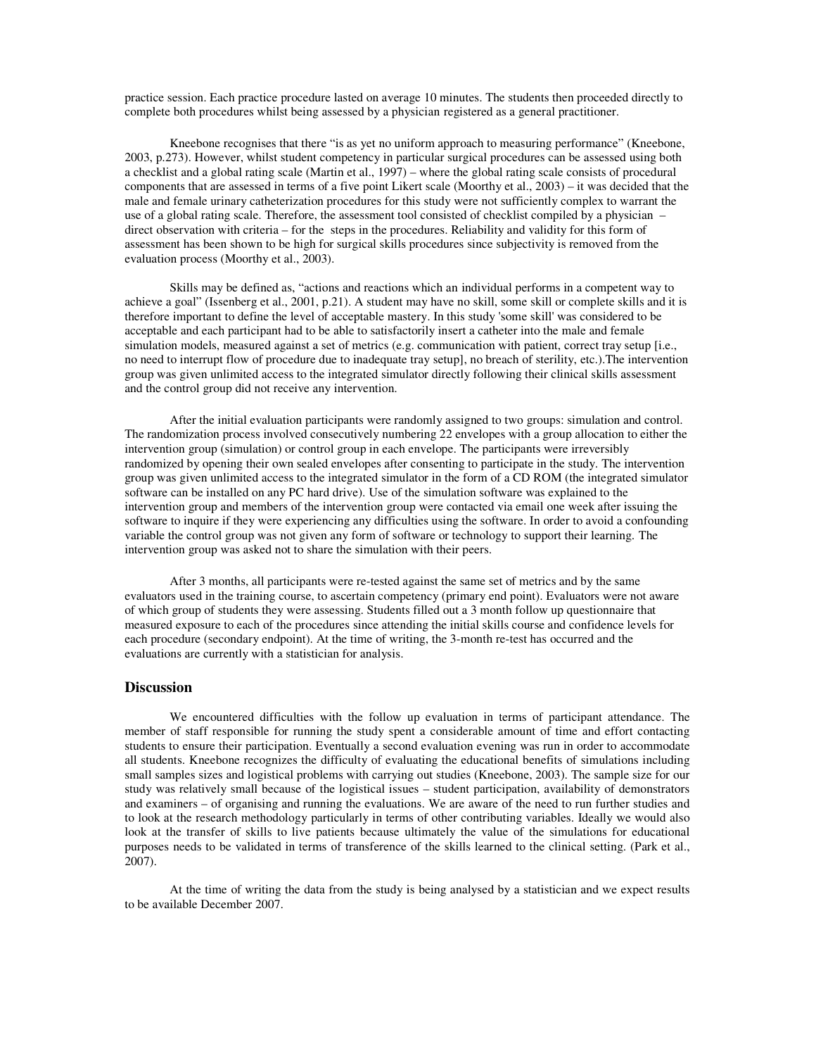practice session. Each practice procedure lasted on average 10 minutes. The students then proceeded directly to complete both procedures whilst being assessed by a physician registered as a general practitioner.

Kneebone recognises that there "is as yet no uniform approach to measuring performance" (Kneebone, 2003, p.273). However, whilst student competency in particular surgical procedures can be assessed using both a checklist and a global rating scale (Martin et al., 1997) – where the global rating scale consists of procedural components that are assessed in terms of a five point Likert scale (Moorthy et al., 2003) – it was decided that the male and female urinary catheterization procedures for this study were not sufficiently complex to warrant the use of a global rating scale. Therefore, the assessment tool consisted of checklist compiled by a physician – direct observation with criteria – for the steps in the procedures. Reliability and validity for this form of assessment has been shown to be high for surgical skills procedures since subjectivity is removed from the evaluation process (Moorthy et al., 2003).

Skills may be defined as, "actions and reactions which an individual performs in a competent way to achieve a goal" (Issenberg et al., 2001, p.21). A student may have no skill, some skill or complete skills and it is therefore important to define the level of acceptable mastery. In this study 'some skill' was considered to be acceptable and each participant had to be able to satisfactorily insert a catheter into the male and female simulation models, measured against a set of metrics (e.g. communication with patient, correct tray setup [i.e., no need to interrupt flow of procedure due to inadequate tray setup], no breach of sterility, etc.).The intervention group was given unlimited access to the integrated simulator directly following their clinical skills assessment and the control group did not receive any intervention.

After the initial evaluation participants were randomly assigned to two groups: simulation and control. The randomization process involved consecutively numbering 22 envelopes with a group allocation to either the intervention group (simulation) or control group in each envelope. The participants were irreversibly randomized by opening their own sealed envelopes after consenting to participate in the study. The intervention group was given unlimited access to the integrated simulator in the form of a CD ROM (the integrated simulator software can be installed on any PC hard drive). Use of the simulation software was explained to the intervention group and members of the intervention group were contacted via email one week after issuing the software to inquire if they were experiencing any difficulties using the software. In order to avoid a confounding variable the control group was not given any form of software or technology to support their learning. The intervention group was asked not to share the simulation with their peers.

After 3 months, all participants were re-tested against the same set of metrics and by the same evaluators used in the training course, to ascertain competency (primary end point). Evaluators were not aware of which group of students they were assessing. Students filled out a 3 month follow up questionnaire that measured exposure to each of the procedures since attending the initial skills course and confidence levels for each procedure (secondary endpoint). At the time of writing, the 3-month re-test has occurred and the evaluations are currently with a statistician for analysis.

## Discussion

We encountered difficulties with the follow up evaluation in terms of participant attendance. The member of staff responsible for running the study spent a considerable amount of time and effort contacting students to ensure their participation. Eventually a second evaluation evening was run in order to accommodate all students. Kneebone recognizes the difficulty of evaluating the educational benefits of simulations including small samples sizes and logistical problems with carrying out studies (Kneebone, 2003). The sample size for our study was relatively small because of the logistical issues – student participation, availability of demonstrators and examiners – of organising and running the evaluations. We are aware of the need to run further studies and to look at the research methodology particularly in terms of other contributing variables. Ideally we would also look at the transfer of skills to live patients because ultimately the value of the simulations for educational purposes needs to be validated in terms of transference of the skills learned to the clinical setting. (Park et al., 2007).

At the time of writing the data from the study is being analysed by a statistician and we expect results to be available December 2007.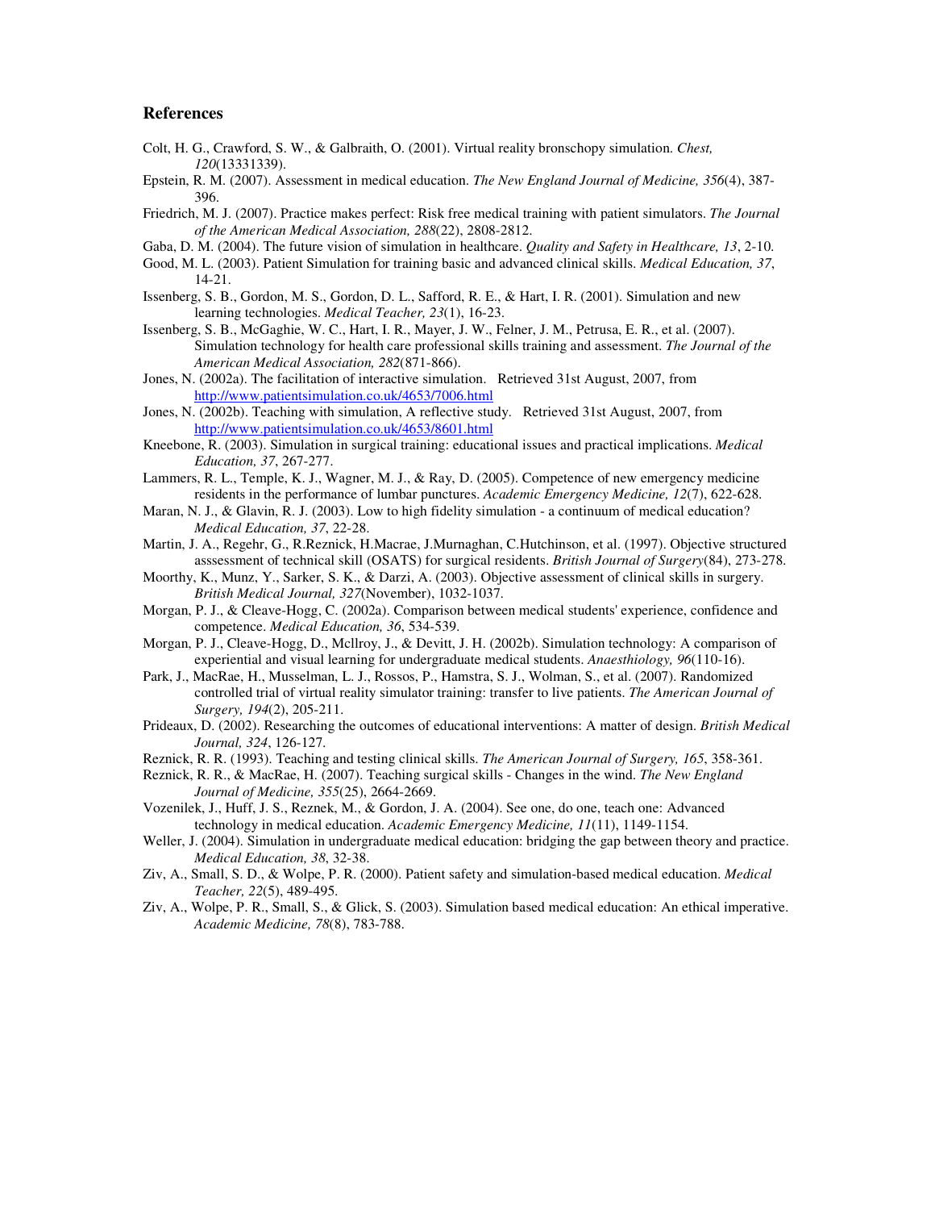## References

Colt, H. G., Crawford, S. W., & Galbraith, O. (2001). Virtual reality bronschopy simulation. *Chest, 120*(13331339).

Epstein, R. M. (2007). Assessment in medical education. *The New England Journal of Medicine, 356*(4), 387-396.

Friedrich, M. J. (2007). Practice makes perfect: Risk free medical training with patient simulators. *The Journal of the American Medical Association, 288*(22), 2808-2812.

Gaba, D. M. (2004). The future vision of simulation in healthcare. *Quality and Safety in Healthcare, 13*, 2-10.

Good, M. L. (2003). Patient Simulation for training basic and advanced clinical skills. *Medical Education, 37*, 14-21.

Issenberg, S. B., Gordon, M. S., Gordon, D. L., Safford, R. E., & Hart, I. R. (2001). Simulation and new learning technologies. *Medical Teacher, 23*(1), 16-23.

Issenberg, S. B., McGaghie, W. C., Hart, I. R., Mayer, J. W., Felner, J. M., Petrusa, E. R., et al. (2007). Simulation technology for health care professional skills training and assessment. *The Journal of the American Medical Association, 282*(871-866).

Jones, N. (2002a). The facilitation of interactive simulation. Retrieved 31st August, 2007, from http://www.patientsimulation.co.uk/4653/7006.html

Jones, N. (2002b). Teaching with simulation, A reflective study. Retrieved 31st August, 2007, from http://www.patientsimulation.co.uk/4653/8601.html

Kneebone, R. (2003). Simulation in surgical training: educational issues and practical implications. *Medical Education, 37*, 267-277.

Lammers, R. L., Temple, K. J., Wagner, M. J., & Ray, D. (2005). Competence of new emergency medicine residents in the performance of lumbar punctures. *Academic Emergency Medicine, 12*(7), 622-628.

Maran, N. J., & Glavin, R. J. (2003). Low to high fidelity simulation - a continuum of medical education? *Medical Education, 37*, 22-28.

Martin, J. A., Regehr, G., R.Reznick, H.Macrae, J.Murnaghan, C.Hutchinson, et al. (1997). Objective structured asssessment of technical skill (OSATS) for surgical residents. *British Journal of Surgery*(84), 273-278.

Moorthy, K., Munz, Y., Sarker, S. K., & Darzi, A. (2003). Objective assessment of clinical skills in surgery. *British Medical Journal, 327*(November), 1032-1037.

Morgan, P. J., & Cleave-Hogg, C. (2002a). Comparison between medical students' experience, confidence and competence. *Medical Education, 36*, 534-539.

Morgan, P. J., Cleave-Hogg, D., McIlroy, J., & Devitt, J. H. (2002b). Simulation technology: A comparison of experiential and visual learning for undergraduate medical students. *Anaesthiology, 96*(110-16).

Park, J., MacRae, H., Musselman, L. J., Rossos, P., Hamstra, S. J., Wolman, S., et al. (2007). Randomized controlled trial of virtual reality simulator training: transfer to live patients. *The American Journal of Surgery, 194*(2), 205-211.

Prideaux, D. (2002). Researching the outcomes of educational interventions: A matter of design. *British Medical Journal, 324*, 126-127.

Reznick, R. R. (1993). Teaching and testing clinical skills. *The American Journal of Surgery, 165*, 358-361.

Reznick, R. R., & MacRae, H. (2007). Teaching surgical skills - Changes in the wind. *The New England Journal of Medicine, 355*(25), 2664-2669.

Vozenilek, J., Huff, J. S., Reznek, M., & Gordon, J. A. (2004). See one, do one, teach one: Advanced technology in medical education. *Academic Emergency Medicine, 11*(11), 1149-1154.

Weller, J. (2004). Simulation in undergraduate medical education: bridging the gap between theory and practice. *Medical Education, 38*, 32-38.

Ziv, A., Small, S. D., & Wolpe, P. R. (2000). Patient safety and simulation-based medical education. *Medical Teacher, 22*(5), 489-495.

Ziv, A., Wolpe, P. R., Small, S., & Glick, S. (2003). Simulation based medical education: An ethical imperative. *Academic Medicine, 78*(8), 783-788.